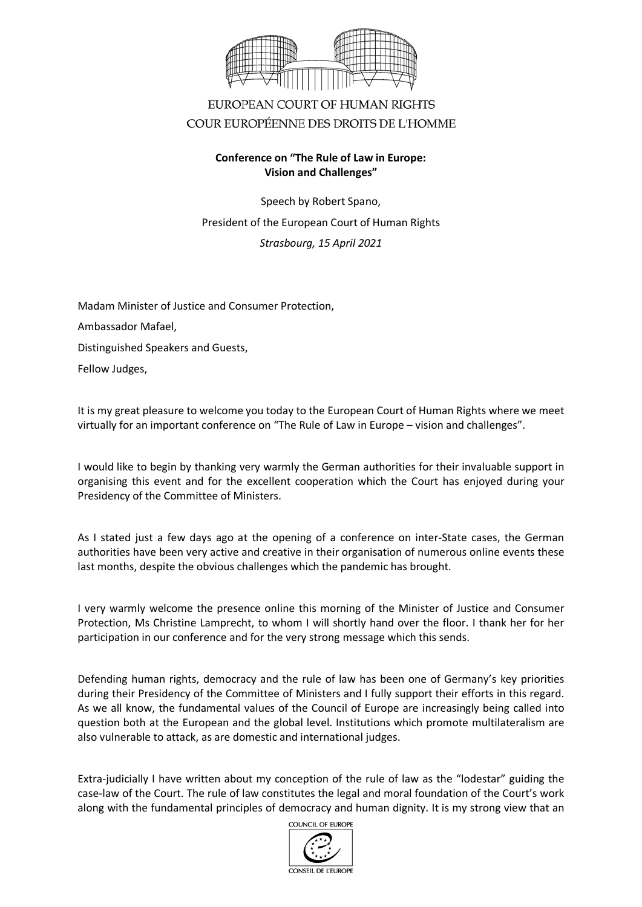EUROPEAN COURT OF HUMAN RIGHTS
COUR EUROPÉENNE DES DROITS DE L'HOMME

**Conference on "The Rule of Law in Europe: Vision and Challenges"**

Speech by Robert Spano,

President of the European Court of Human Rights

*Strasbourg, 15 April 2021*

Madam Minister of Justice and Consumer Protection,

Ambassador Mafael,

Distinguished Speakers and Guests,

Fellow Judges,

It is my great pleasure to welcome you today to the European Court of Human Rights where we meet virtually for an important conference on "The Rule of Law in Europe – vision and challenges".

I would like to begin by thanking very warmly the German authorities for their invaluable support in organising this event and for the excellent cooperation which the Court has enjoyed during your Presidency of the Committee of Ministers.

As I stated just a few days ago at the opening of a conference on inter-State cases, the German authorities have been very active and creative in their organisation of numerous online events these last months, despite the obvious challenges which the pandemic has brought.

I very warmly welcome the presence online this morning of the Minister of Justice and Consumer Protection, Ms Christine Lamprecht, to whom I will shortly hand over the floor. I thank her for her participation in our conference and for the very strong message which this sends.

Defending human rights, democracy and the rule of law has been one of Germany's key priorities during their Presidency of the Committee of Ministers and I fully support their efforts in this regard. As we all know, the fundamental values of the Council of Europe are increasingly being called into question both at the European and the global level. Institutions which promote multilateralism are also vulnerable to attack, as are domestic and international judges.

Extra-judicially I have written about my conception of the rule of law as the "lodestar" guiding the case-law of the Court. The rule of law constitutes the legal and moral foundation of the Court's work along with the fundamental principles of democracy and human dignity. It is my strong view that an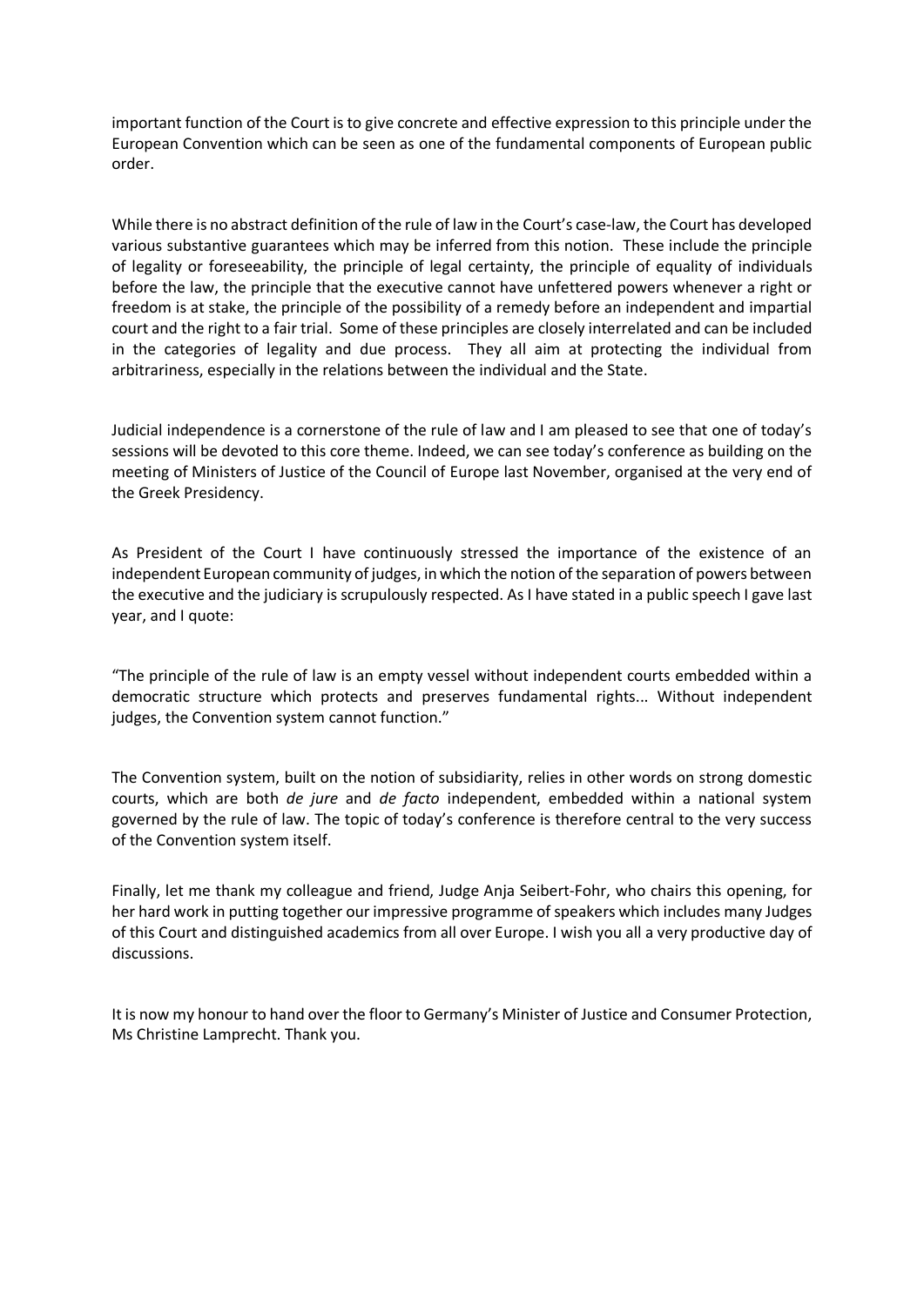important function of the Court is to give concrete and effective expression to this principle under the European Convention which can be seen as one of the fundamental components of European public order.

While there is no abstract definition of the rule of law in the Court's case-law, the Court has developed various substantive guarantees which may be inferred from this notion. These include the principle of legality or foreseeability, the principle of legal certainty, the principle of equality of individuals before the law, the principle that the executive cannot have unfettered powers whenever a right or freedom is at stake, the principle of the possibility of a remedy before an independent and impartial court and the right to a fair trial. Some of these principles are closely interrelated and can be included in the categories of legality and due process. They all aim at protecting the individual from arbitrariness, especially in the relations between the individual and the State.

Judicial independence is a cornerstone of the rule of law and I am pleased to see that one of today's sessions will be devoted to this core theme. Indeed, we can see today's conference as building on the meeting of Ministers of Justice of the Council of Europe last November, organised at the very end of the Greek Presidency.

As President of the Court I have continuously stressed the importance of the existence of an independent European community of judges, in which the notion of the separation of powers between the executive and the judiciary is scrupulously respected. As I have stated in a public speech I gave last year, and I quote:

"The principle of the rule of law is an empty vessel without independent courts embedded within a democratic structure which protects and preserves fundamental rights... Without independent judges, the Convention system cannot function."

The Convention system, built on the notion of subsidiarity, relies in other words on strong domestic courts, which are both *de jure* and *de facto* independent, embedded within a national system governed by the rule of law. The topic of today's conference is therefore central to the very success of the Convention system itself.

Finally, let me thank my colleague and friend, Judge Anja Seibert-Fohr, who chairs this opening, for her hard work in putting together our impressive programme of speakers which includes many Judges of this Court and distinguished academics from all over Europe. I wish you all a very productive day of discussions.

It is now my honour to hand over the floor to Germany's Minister of Justice and Consumer Protection, Ms Christine Lamprecht. Thank you.